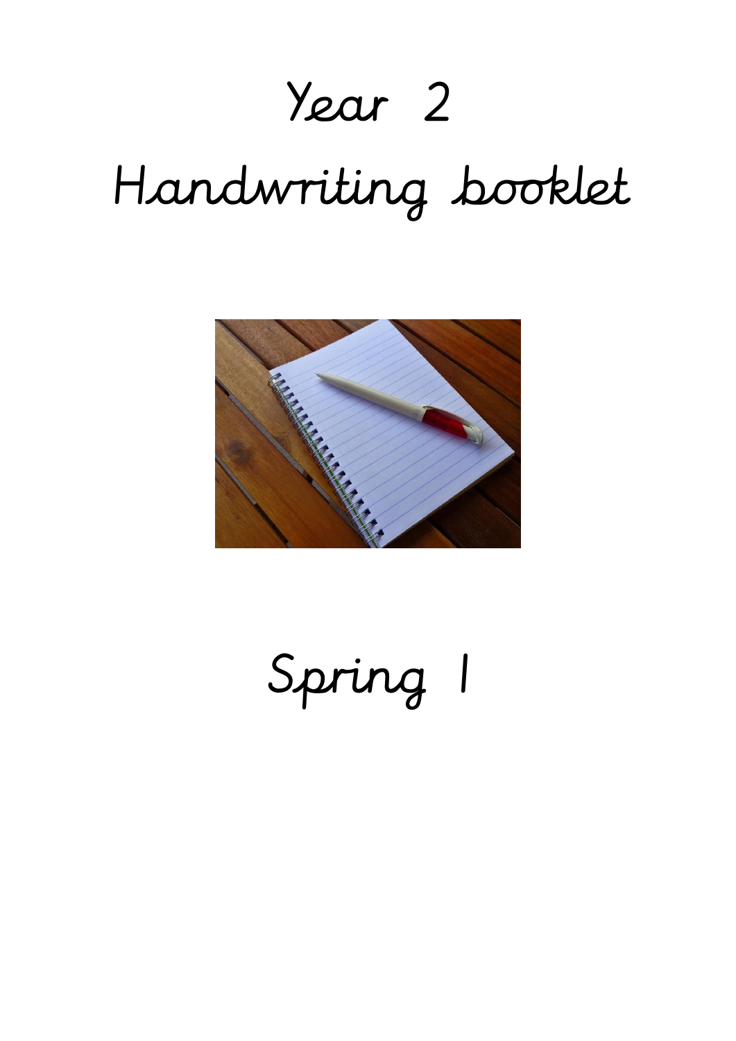# Year 2

# Handwriting booklet

## Spring 1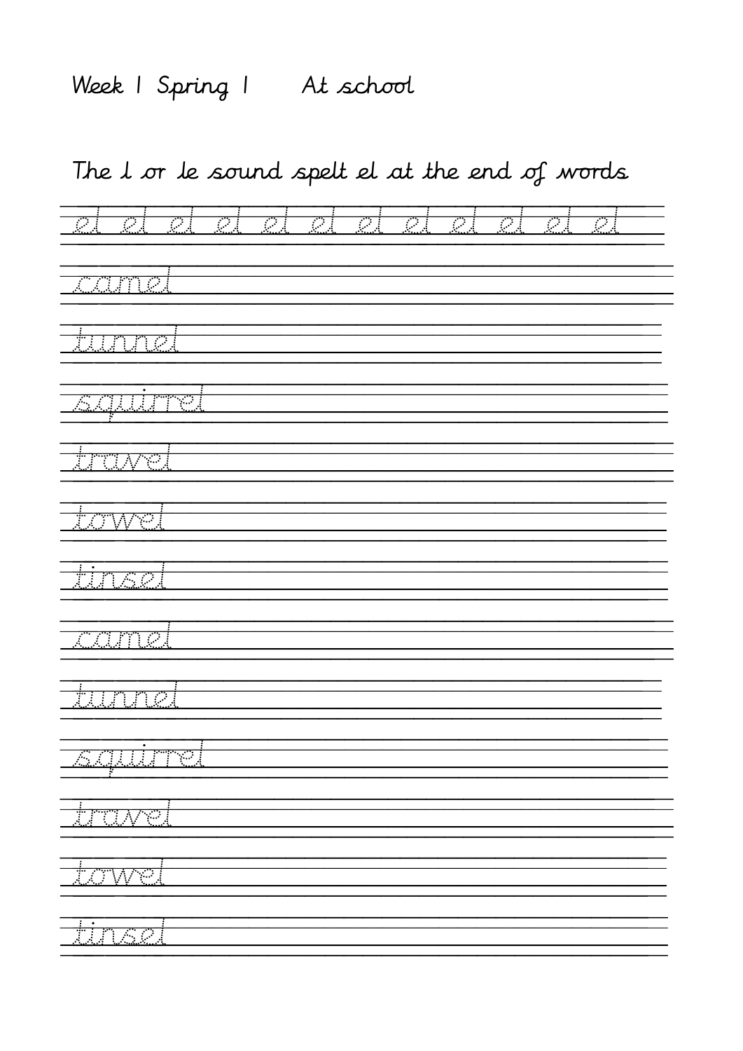Week 1 Spring 1 At school

The l or le sound spelt el at the end of words

el el el el el el el el el el el el

camel

tunnel

squirrel

travel

towel

tinsel

camel

tunnel

squirrel

travel

towel

tinsel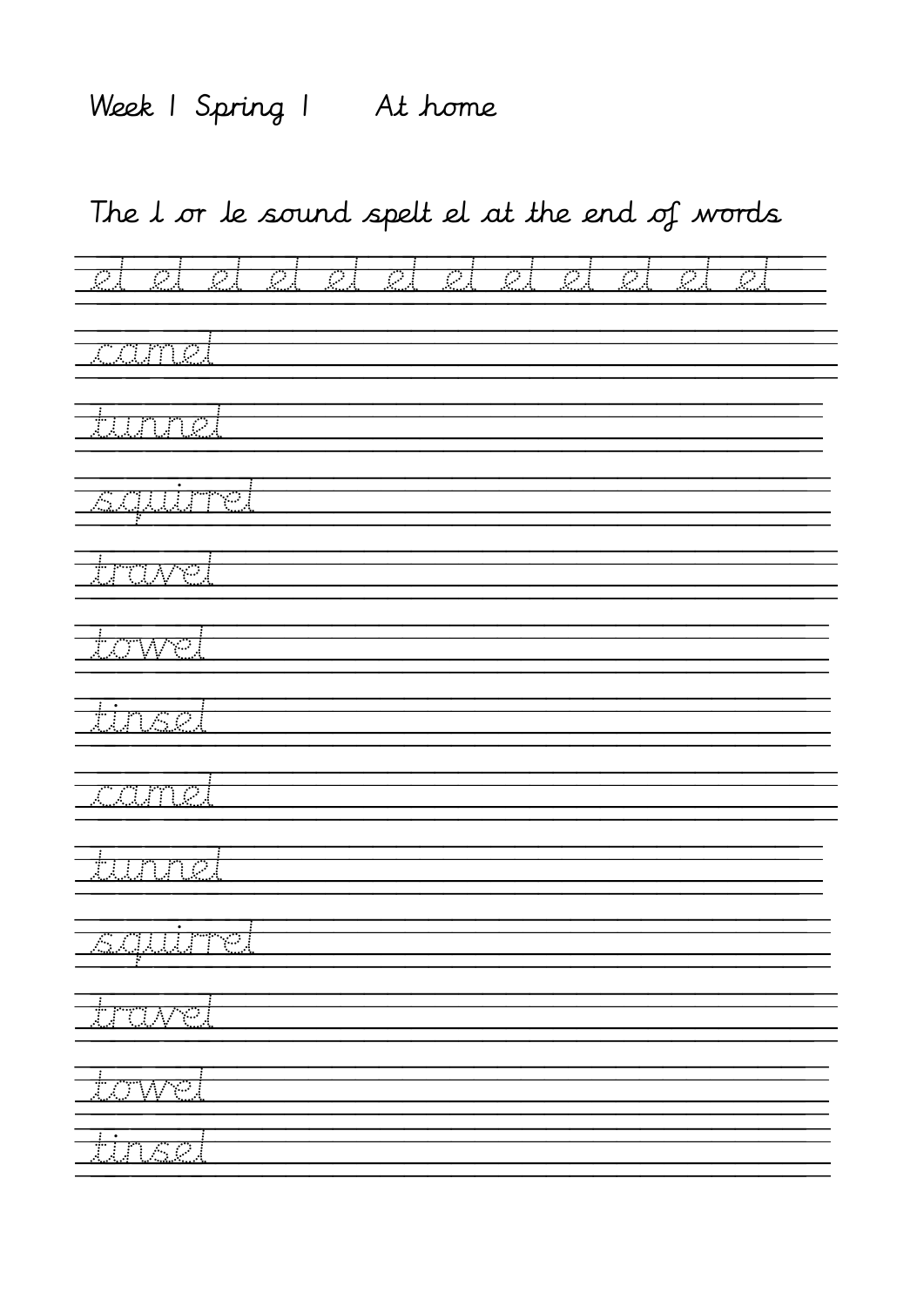Week 1 Spring 1 At home

The l or le sound spelt el at the end of words

el el el el el el el el el el el el

camel

tunnel

squirrel

travel

towel

tinsel

camel

tunnel

squirrel

travel

towel

tinsel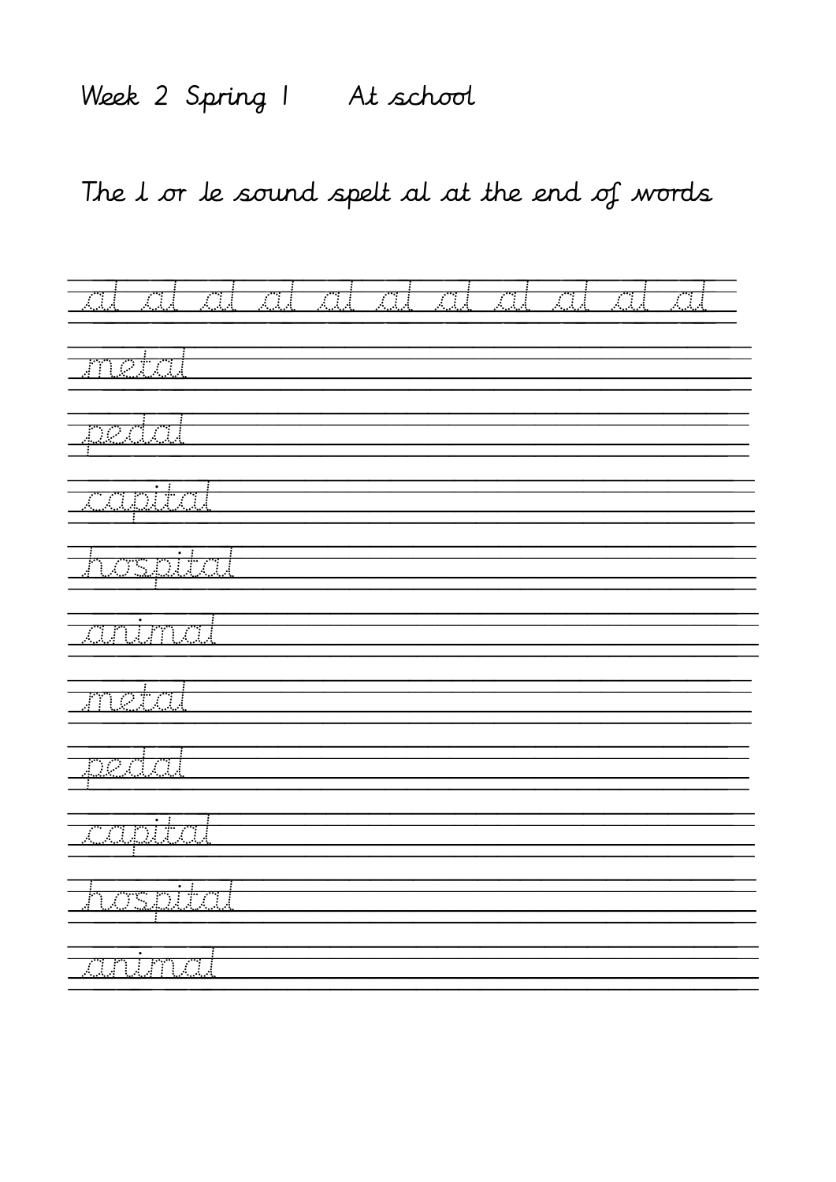Week 2 Spring 1 At school

The l or le sound spelt al at the end of words

al al al al al al al al al al al

metal

pedal

capital

hospital

animal

metal

pedal

capital

hospital

animal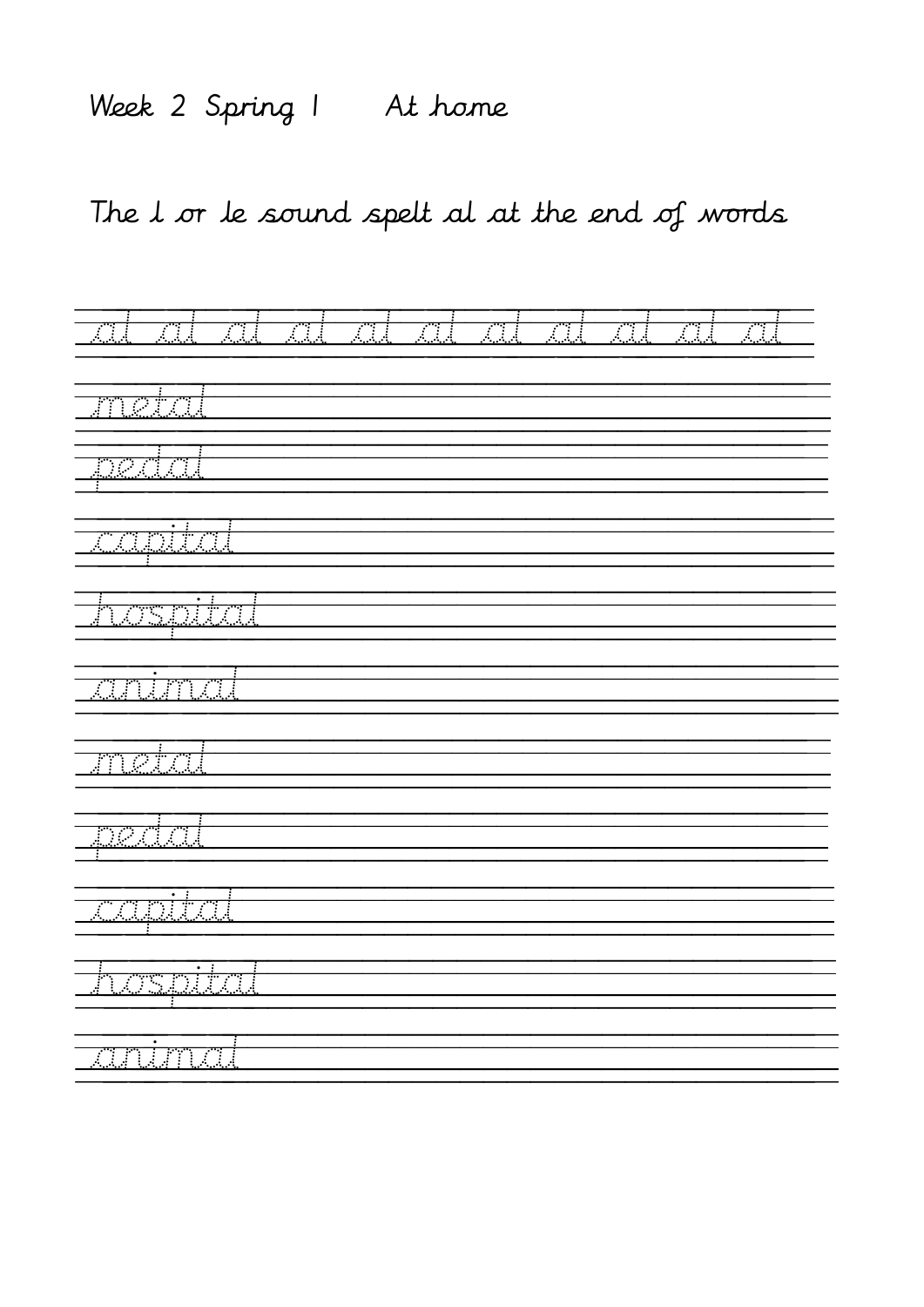Week 2 Spring 1 At home

The l or le sound spelt al at the end of words

al al al al al al al al al al al

metal

pedal

capital

hospital

animal

metal

pedal

capital

hospital

animal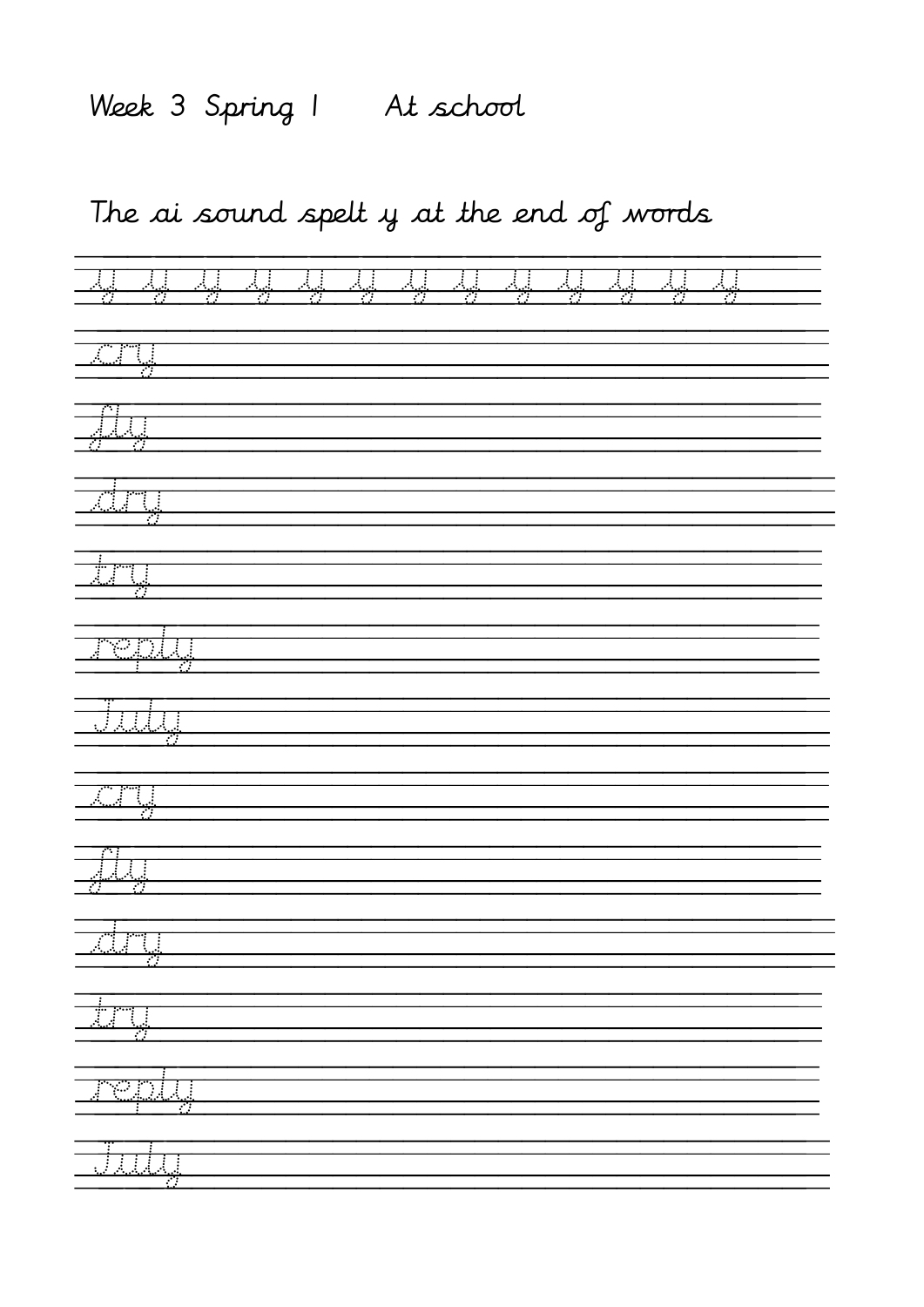Week 3 Spring 1 At school

The ai sound spelt y at the end of words

y y y y y y y y y y y y y

cry

fly

dry

try

reply

July

cry

fly

dry

try

reply

July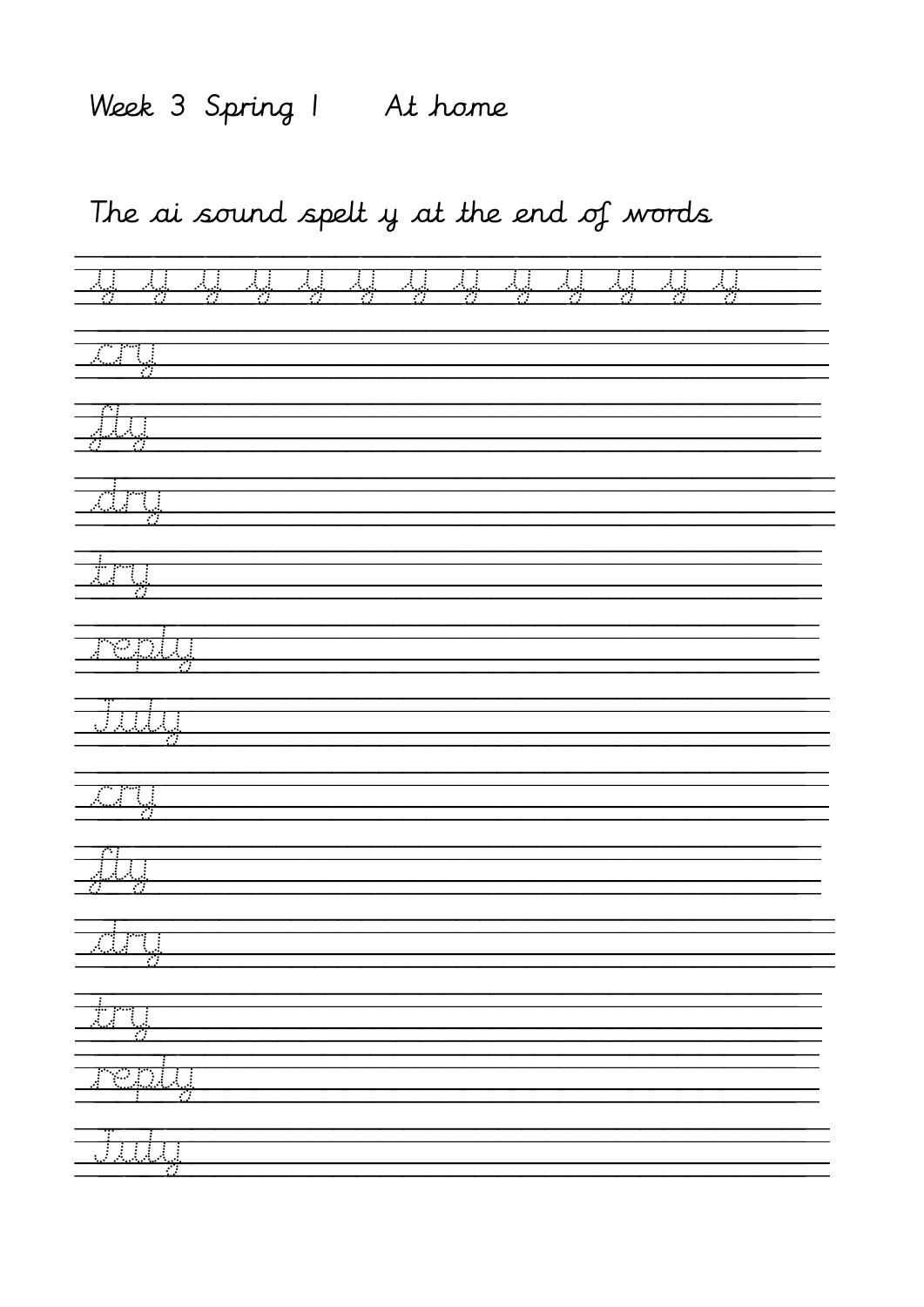Week 3 Spring 1 At home

The ai sound spelt y at the end of words

y y y y y y y y y y y y y

cry

fly

dry

try

reply

July

cry

fly

dry

try

reply

July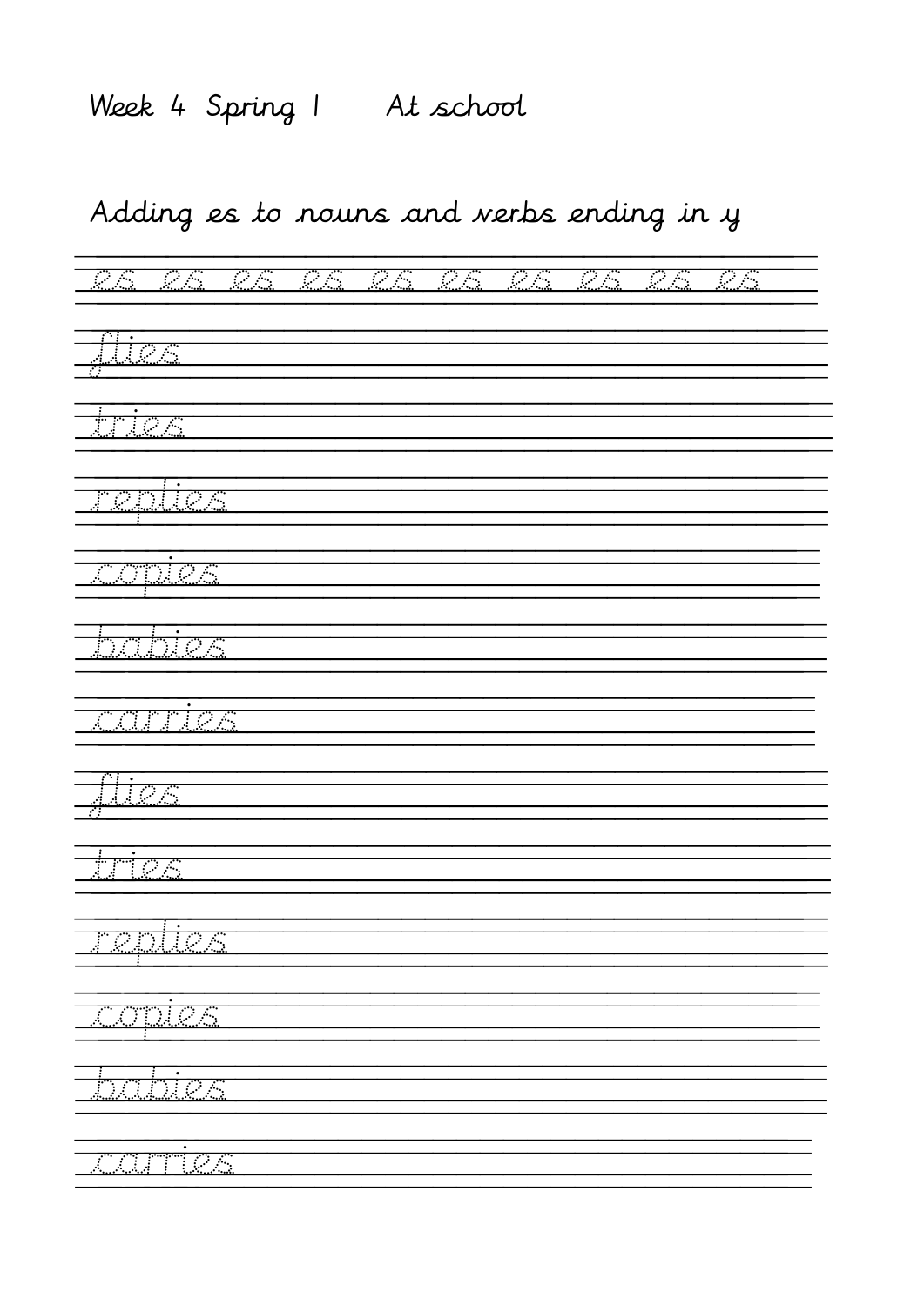Week 4 Spring 1 At school

Adding es to nouns and verbs ending in y

es es es es es es es es es es

flies

tries

replies

copies

babies

carries

flies

tries

replies

copies

babies

carries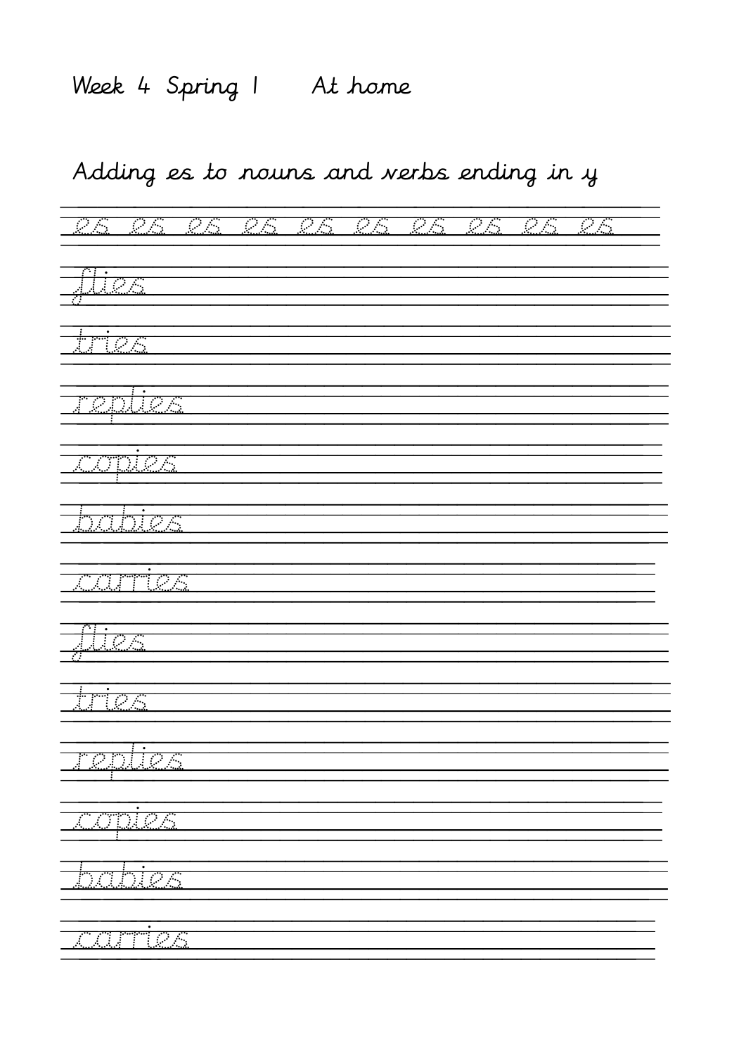Week 4 Spring 1 At home

Adding es to nouns and verbs ending in y

es es es es es es es es es es

flies

tries

replies

copies

babies

carries

flies

tries

replies

copies

babies

carries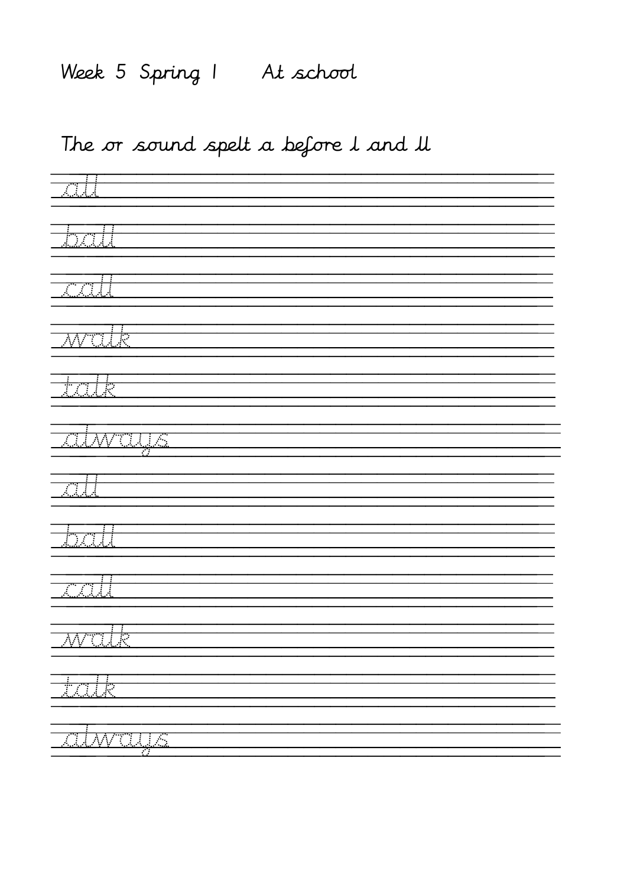Week 5 Spring 1 At school

The or sound spelt a before l and ll

all

ball

call

walk

talk

always

all

ball

call

walk

talk

always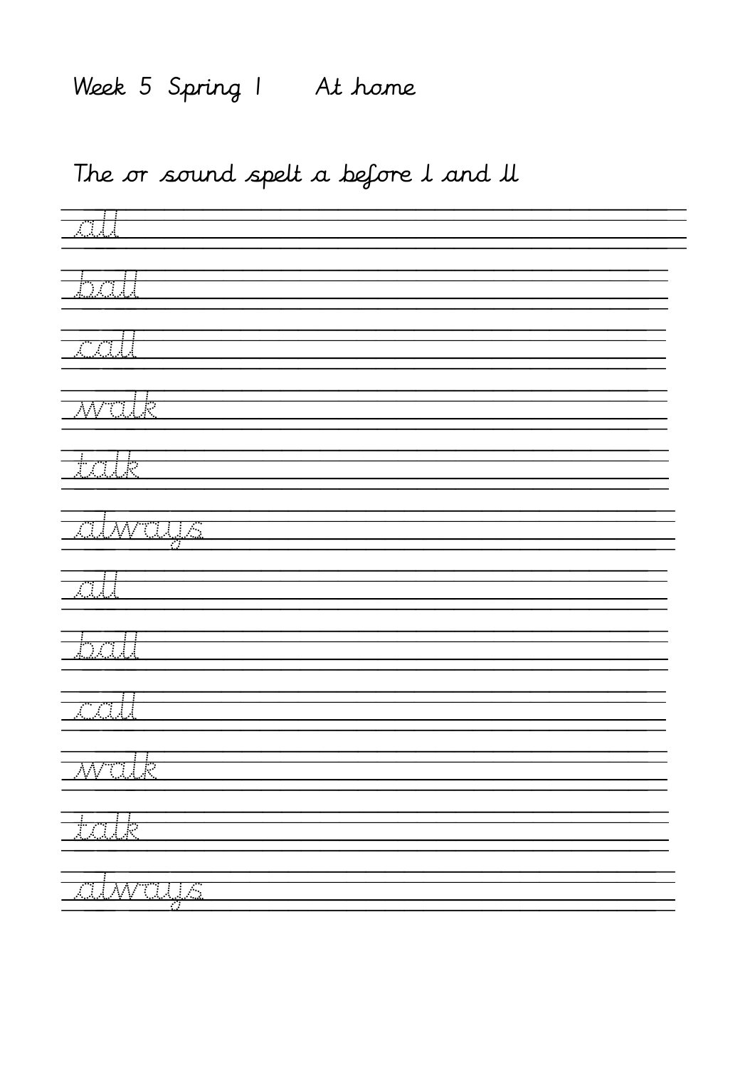Week 5 Spring 1 At home

The or sound spelt a before l and ll

all

ball

call

walk

talk

always

all

ball

call

walk

talk

always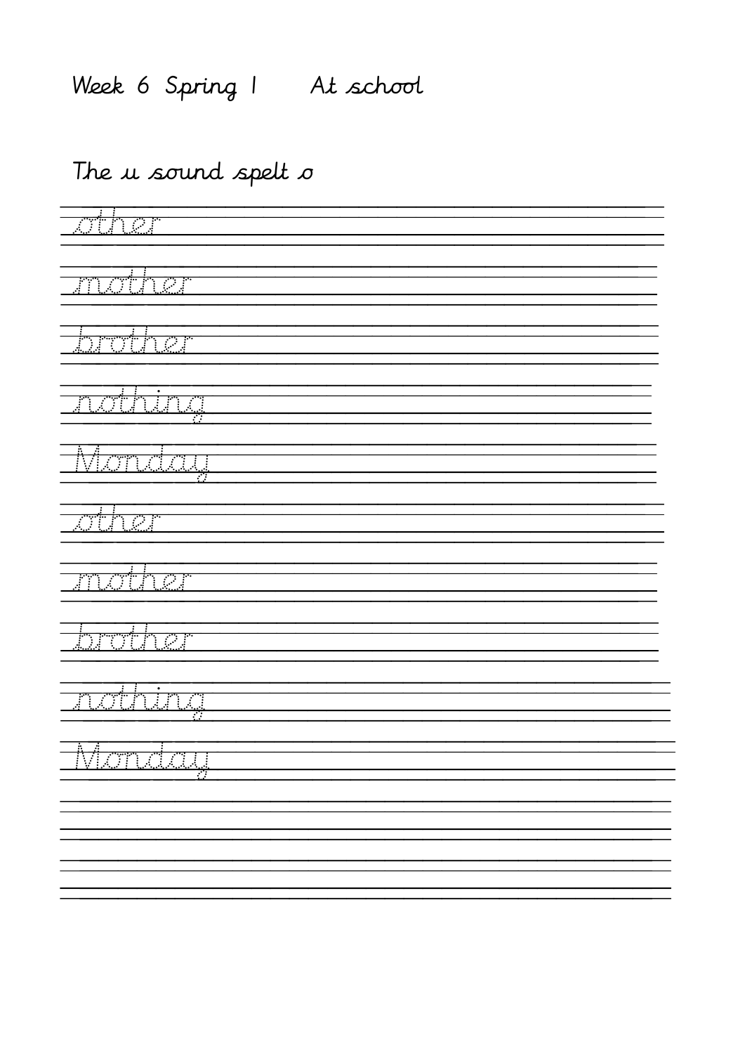Week 6 Spring 1 At school

The u sound spelt o

other

mother

brother

nothing

Monday

other

mother

brother

nothing

Monday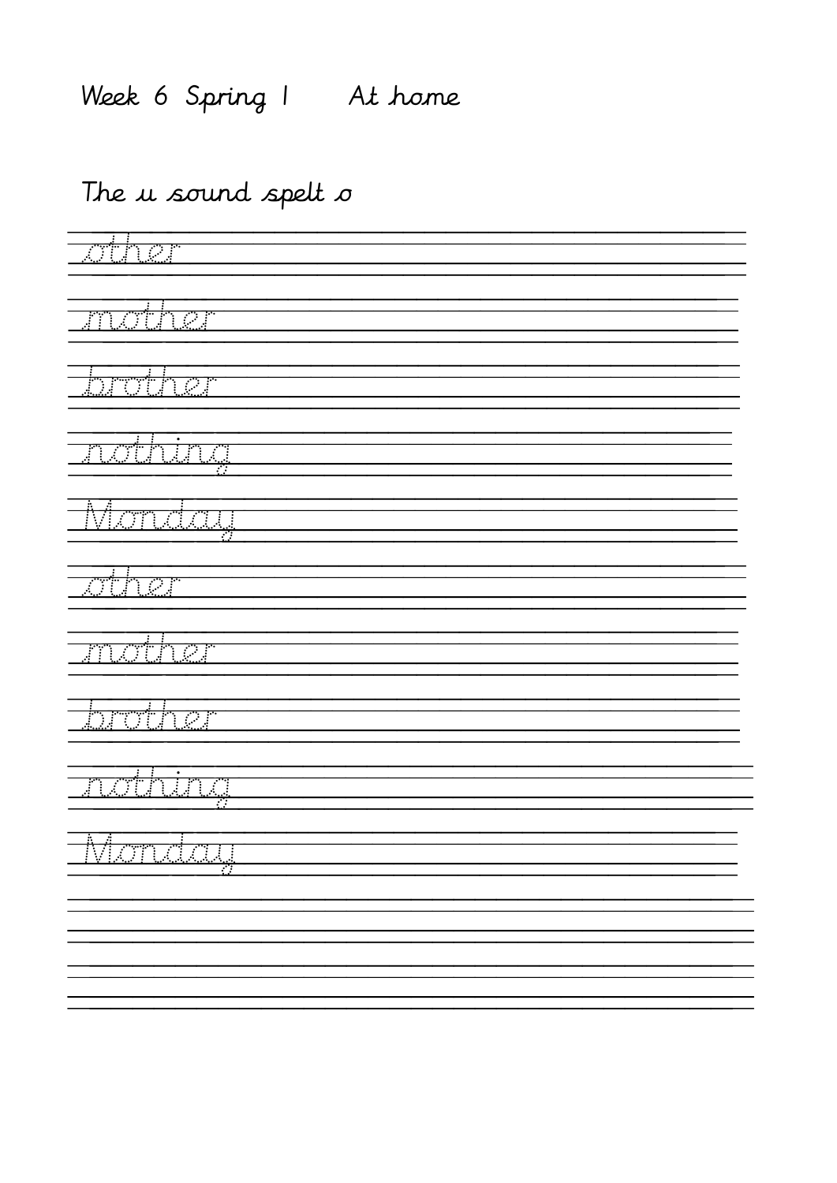Week 6 Spring 1 At home

The u sound spelt o

other

mother

brother

nothing

Monday

other

mother

brother

nothing

Monday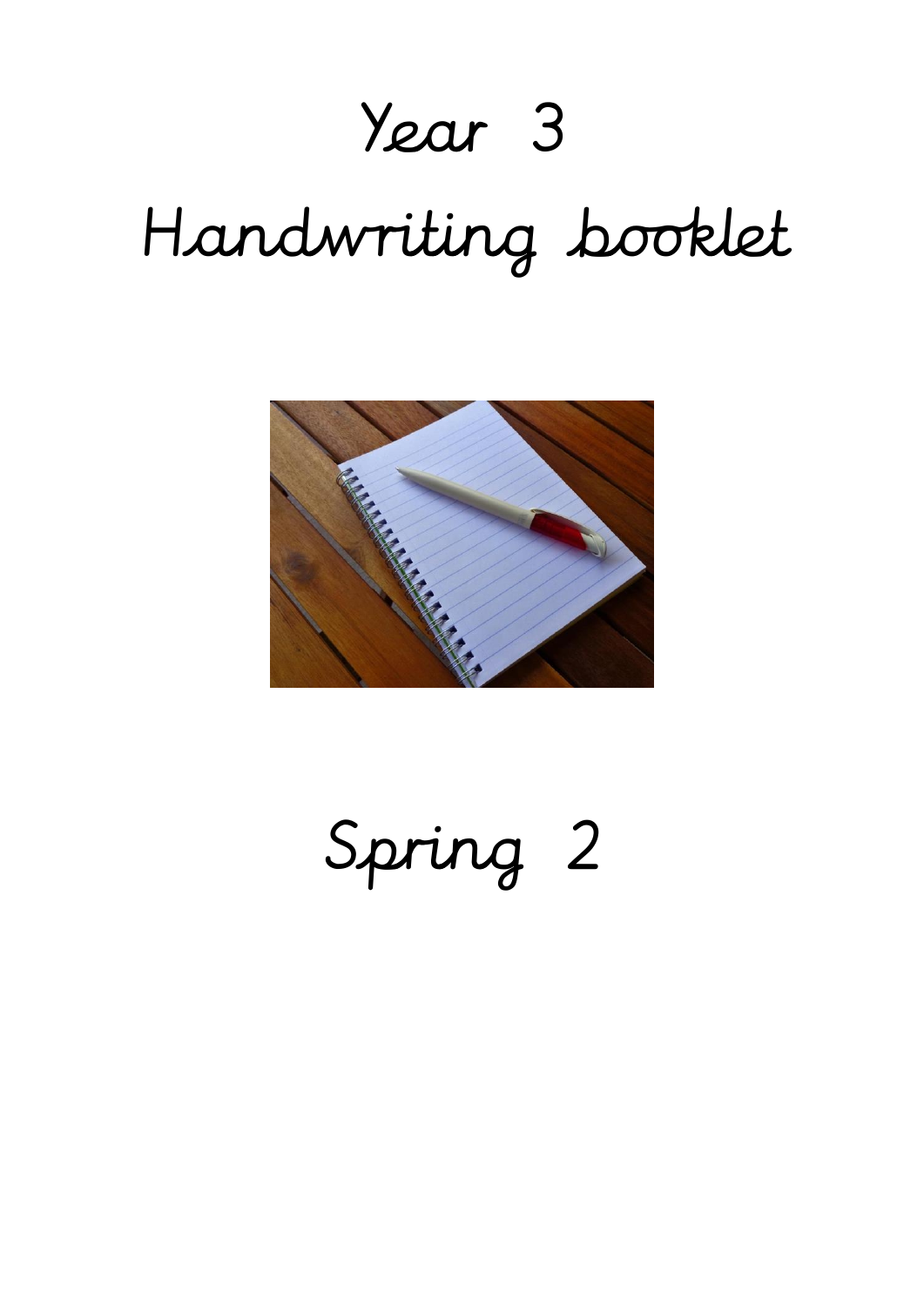# Year 3

# Handwriting booklet

# Spring 2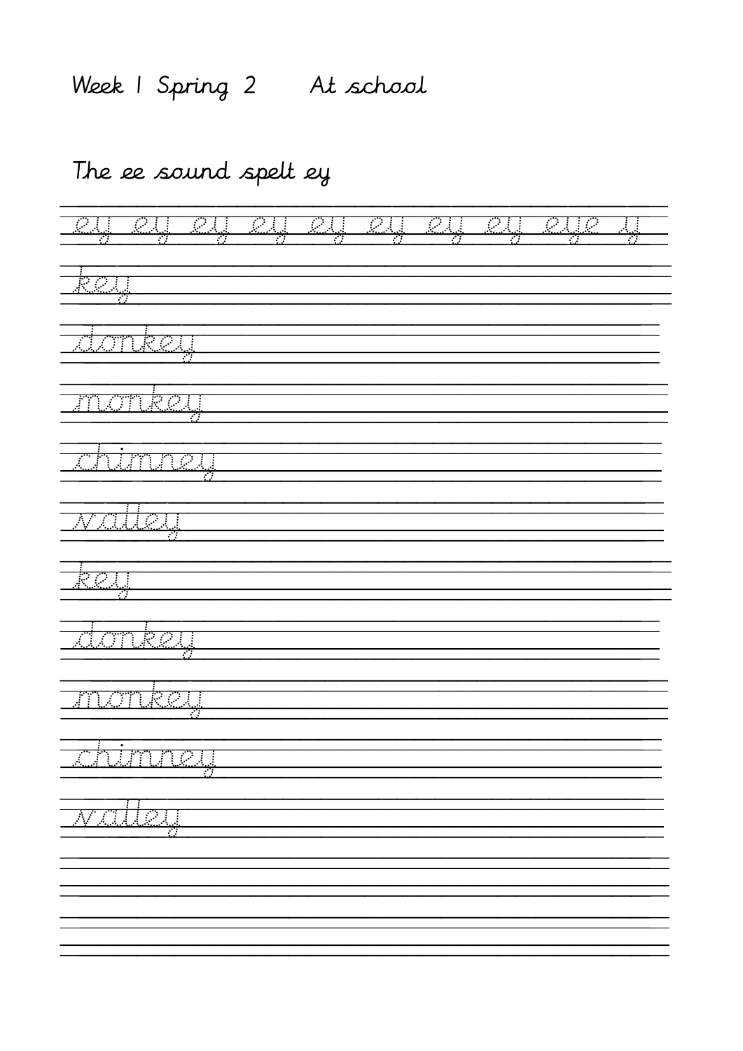Week 1 Spring 2 At school

The ee sound spelt ey

ey ey ey ey ey ey ey ey eye y

key

donkey

monkey

chimney

valley

key

donkey

monkey

chimney

valley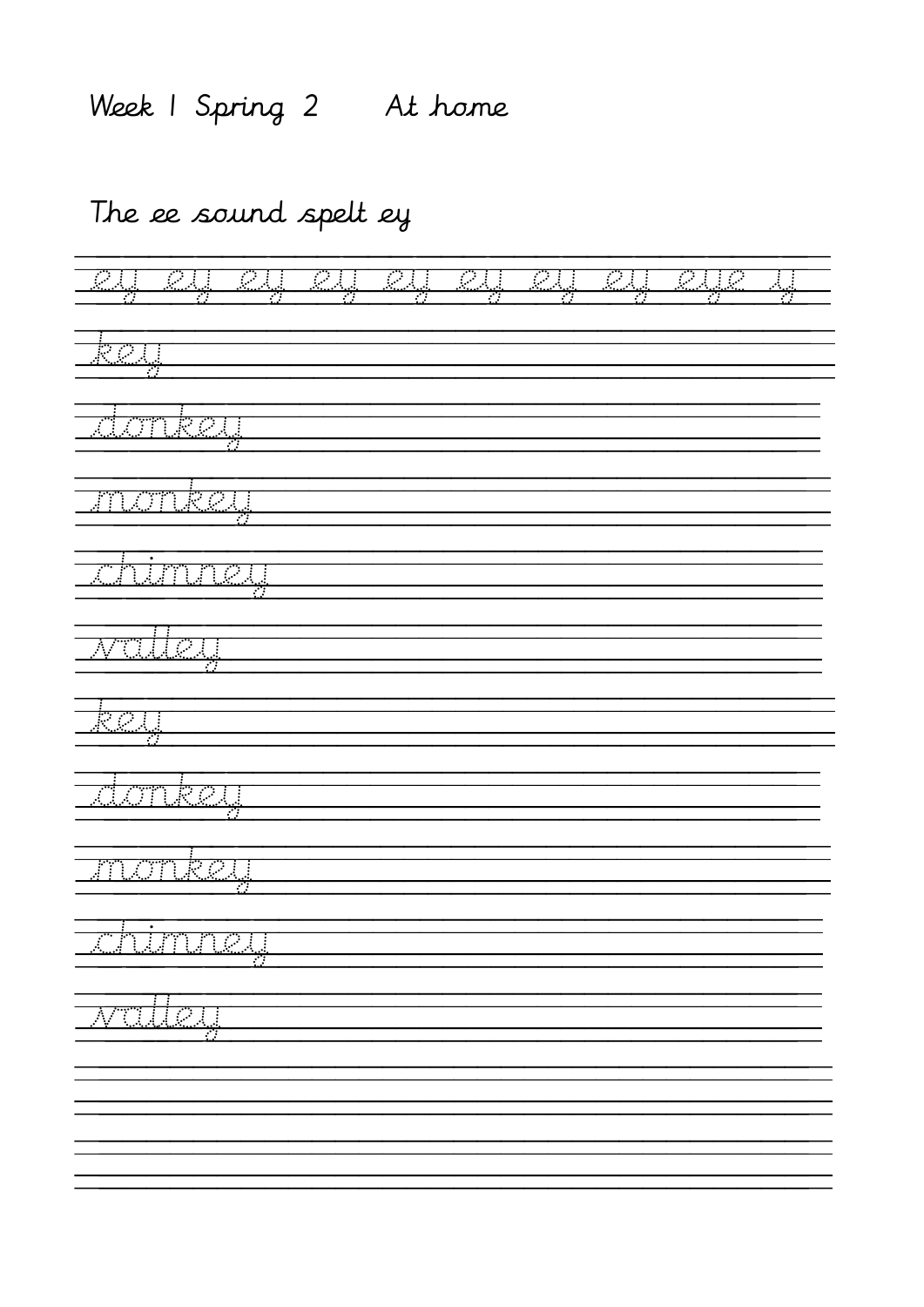Week 1 Spring 2 At home

The ee sound spelt ey

ey ey ey ey ey ey ey ey eye y

key

donkey

monkey

chimney

valley

key

donkey

monkey

chimney

valley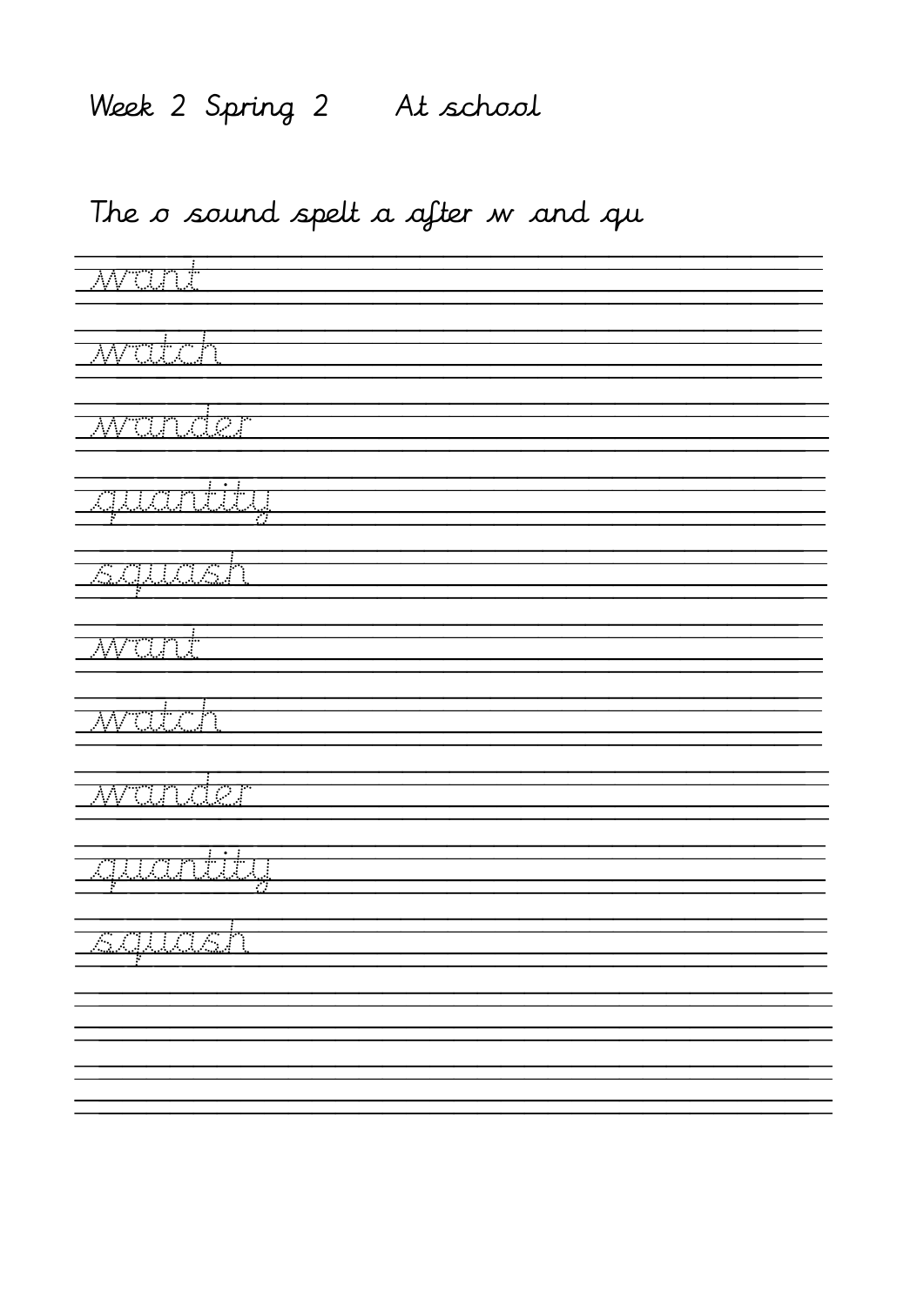Week 2 Spring 2 At school

The o sound spelt a after w and qu

want

watch

wander

quantity

squash

want

watch

wander

quantity

squash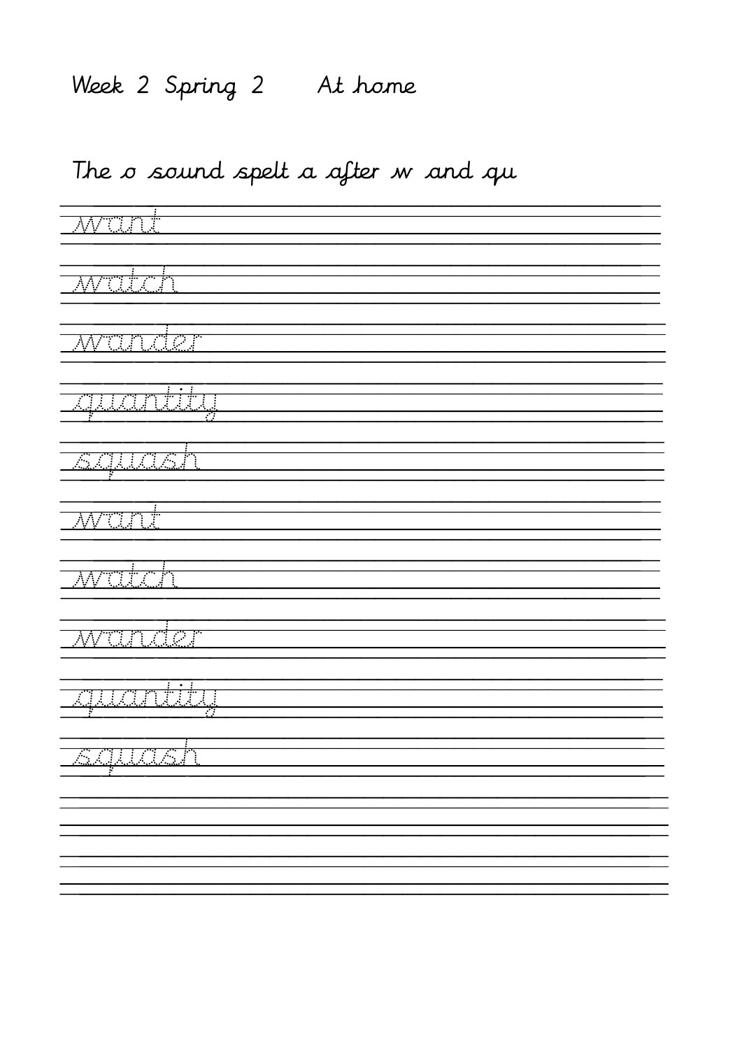Week 2 Spring 2 At home

The o sound spelt a after w and qu

want

watch

wander

quantity

squash

want

watch

wander

quantity

squash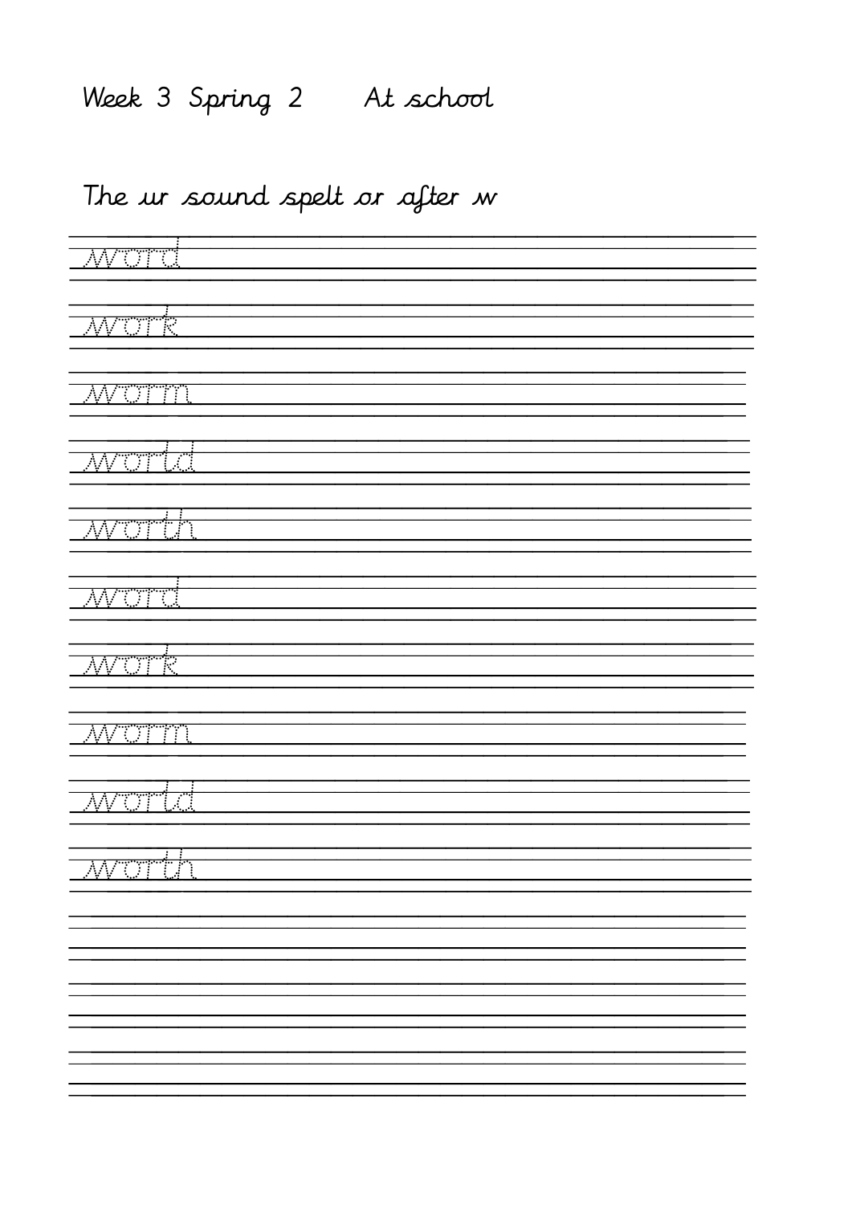Week 3 Spring 2 At school

The ur sound spelt or after w

word

work

worm

world

worth

word

work

worm

world

worth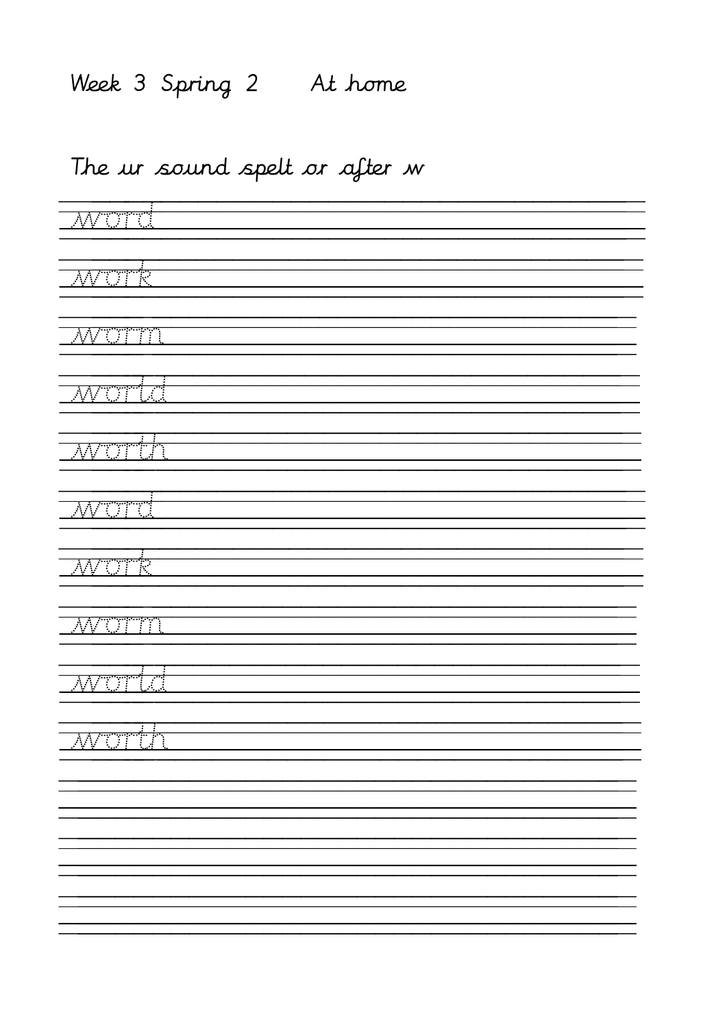Week 3 Spring 2 At home

The ur sound spelt or after w

word

work

worm

world

worth

word

work

worm

world

worth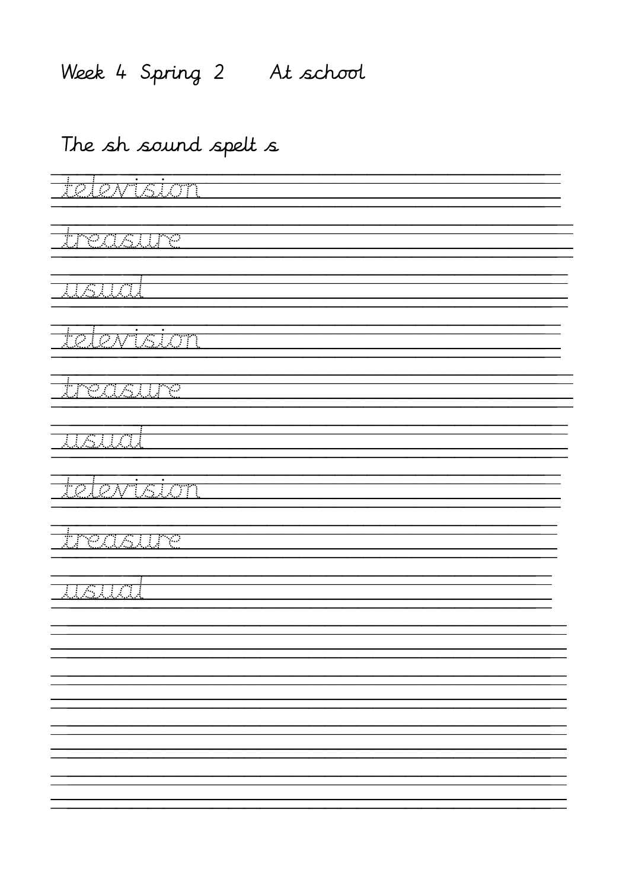Week 4 Spring 2 At school

The sh sound spelt s

television

treasure

usual

television

treasure

usual

television

treasure

usual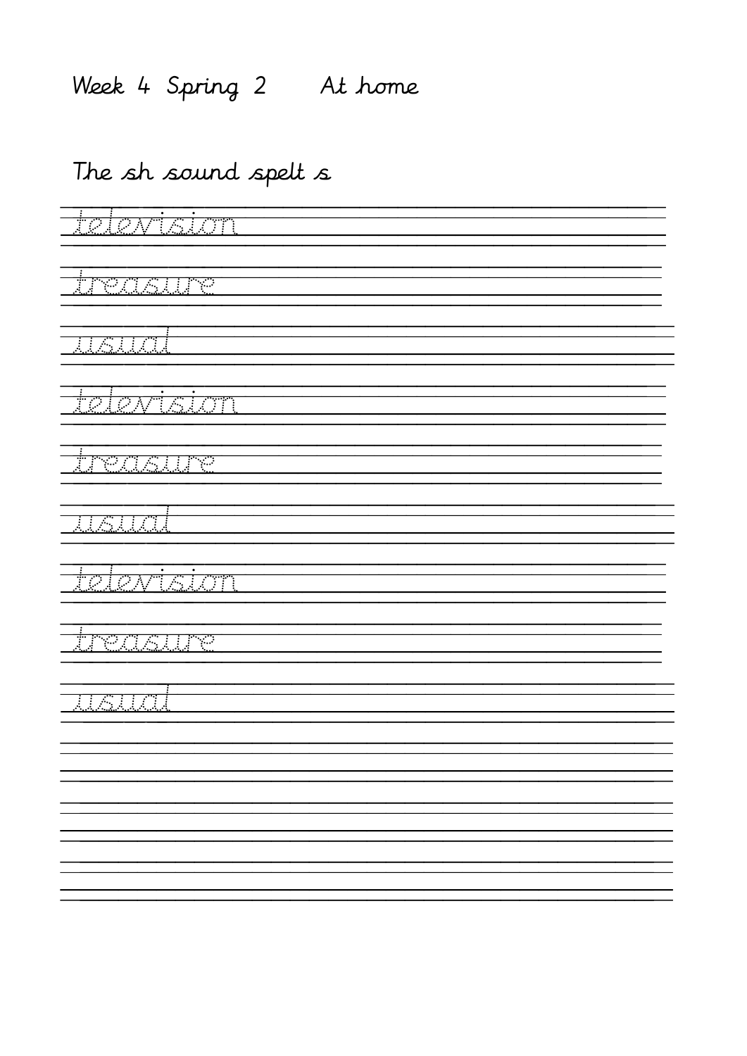Week 4 Spring 2 At home

The sh sound spelt s

television

treasure

usual

television

treasure

usual

television

treasure

usual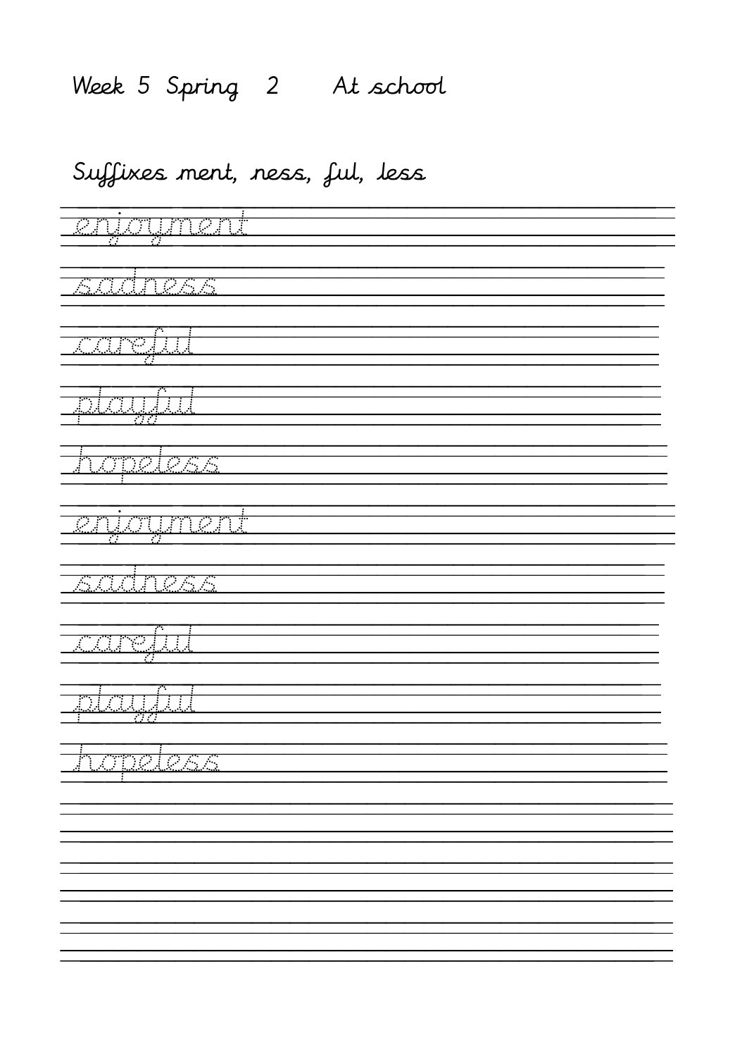Week 5 Spring 2 At school

Suffixes ment, ness, ful, less

enjoyment

sadness

careful

playful

hopeless

enjoyment

sadness

careful

playful

hopeless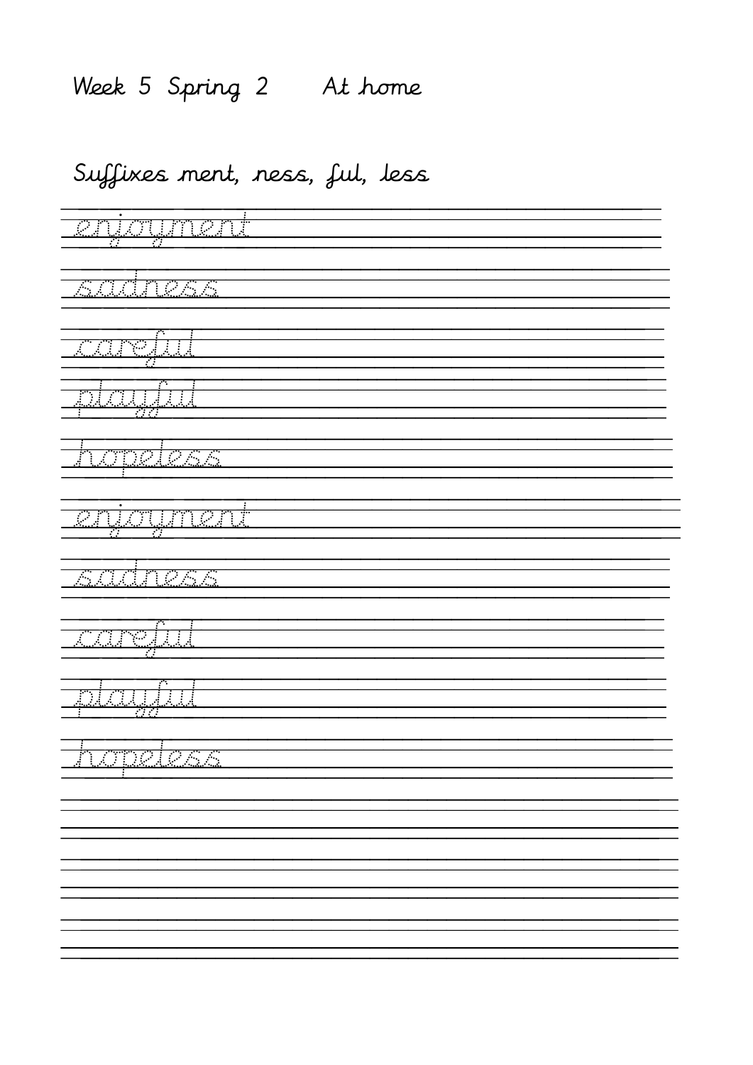Week 5 Spring 2 At home

Suffixes ment, ness, ful, less

enjoyment

sadness

careful

playful

hopeless

enjoyment

sadness

careful

playful

hopeless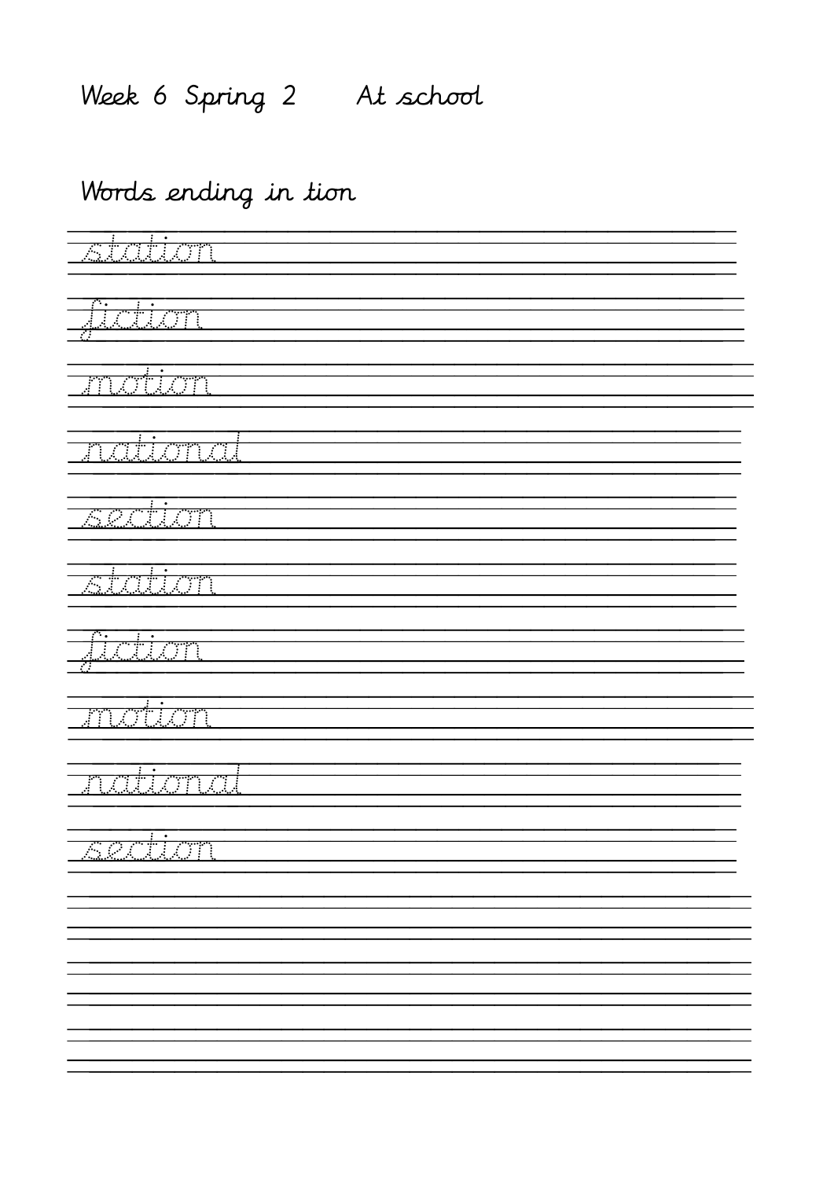Week 6 Spring 2 At school

Words ending in tion

station

fiction

motion

national

section

station

fiction

motion

national

section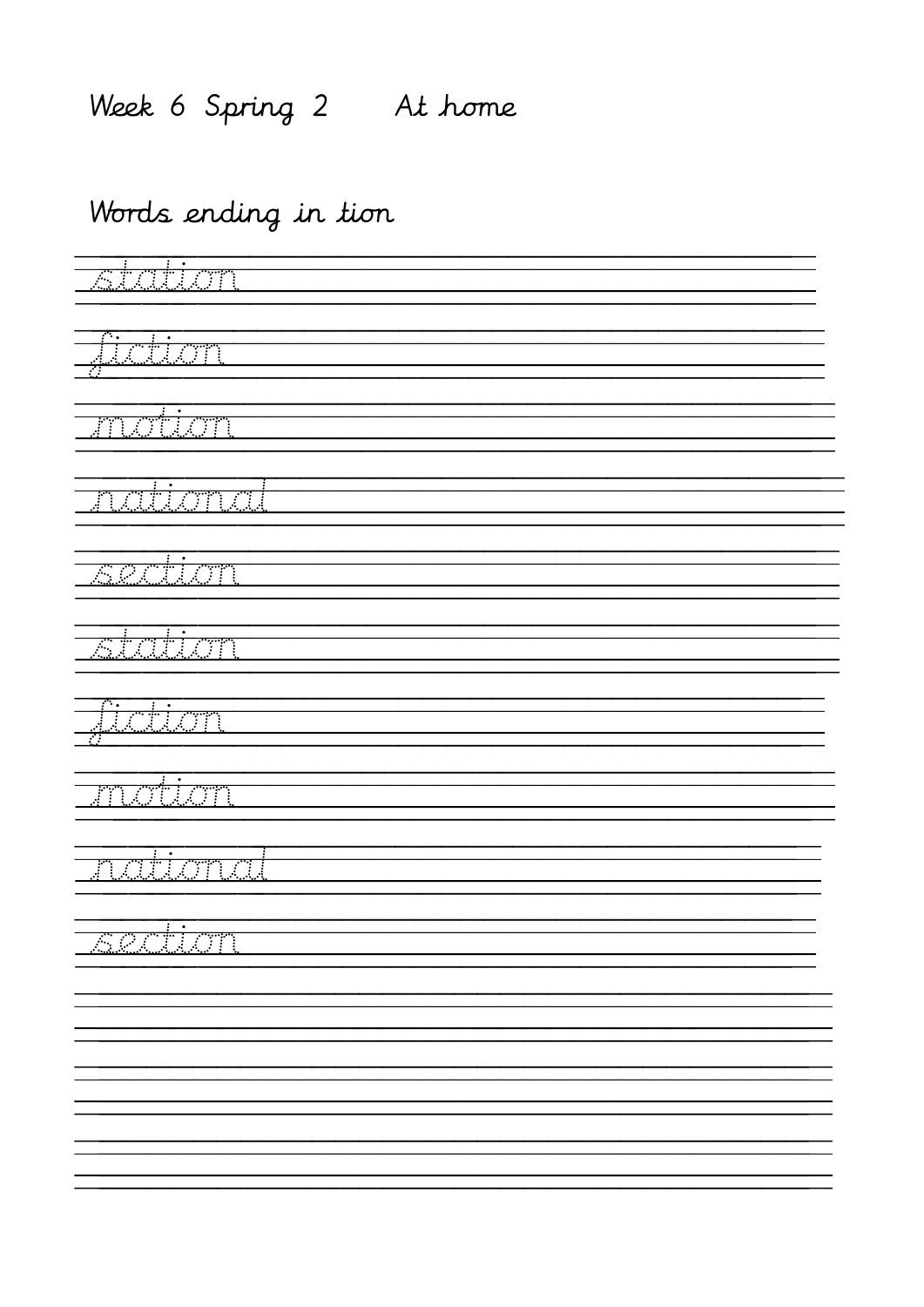Week 6 Spring 2 At home

Words ending in tion

station

fiction

motion

national

section

station

fiction

motion

national

section